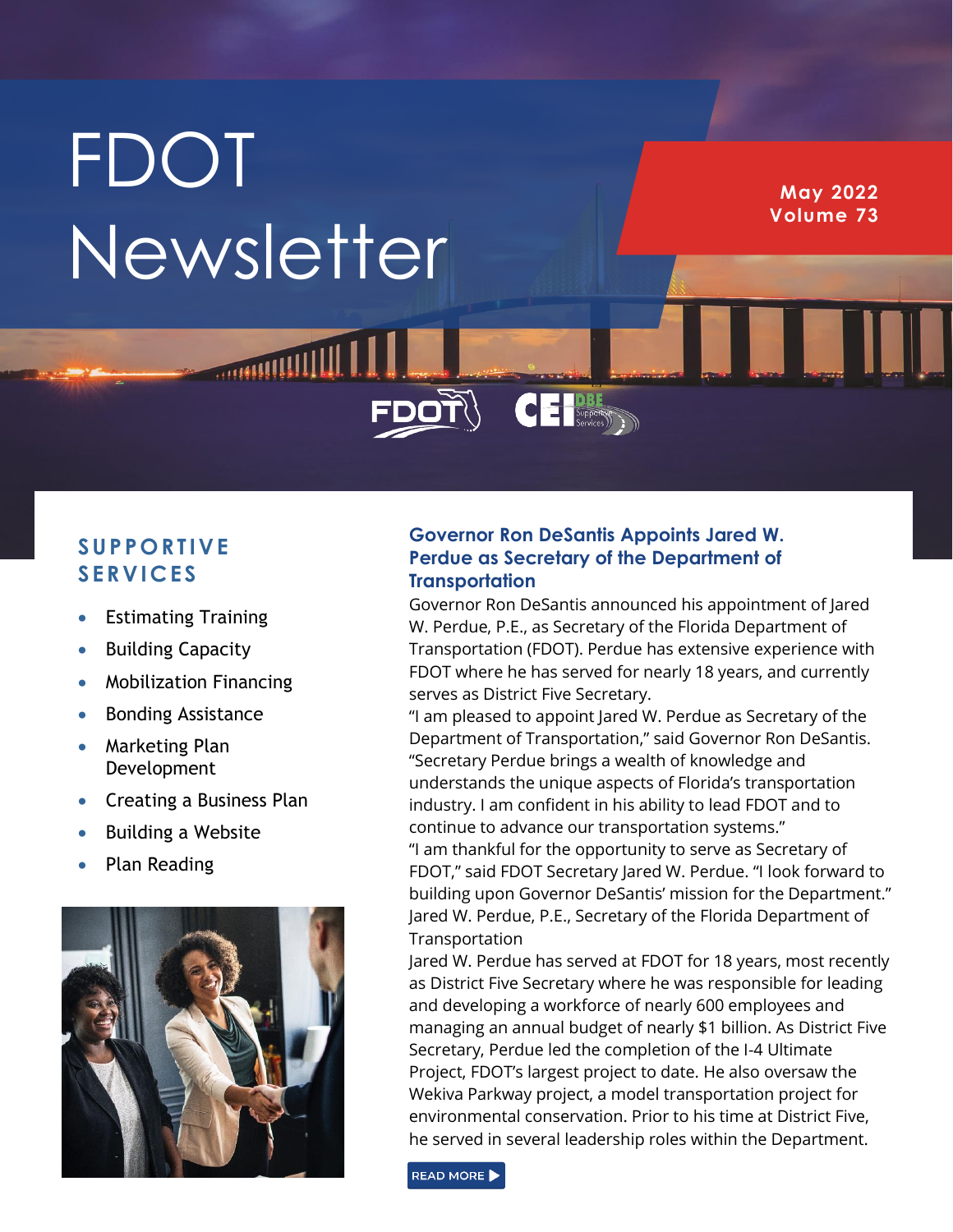# FDOT Newsletter

**May 2022**
**Volume 73**

## SUPPORTIVE SERVICES

- Estimating Training
- Building Capacity
- Mobilization Financing
- Bonding Assistance
- Marketing Plan Development
- Creating a Business Plan
- Building a Website
- Plan Reading

### Governor Ron DeSantis Appoints Jared W. Perdue as Secretary of the Department of Transportation

Governor Ron DeSantis announced his appointment of Jared W. Perdue, P.E., as Secretary of the Florida Department of Transportation (FDOT). Perdue has extensive experience with FDOT where he has served for nearly 18 years, and currently serves as District Five Secretary.

"I am pleased to appoint Jared W. Perdue as Secretary of the Department of Transportation," said Governor Ron DeSantis. "Secretary Perdue brings a wealth of knowledge and understands the unique aspects of Florida's transportation industry. I am confident in his ability to lead FDOT and to continue to advance our transportation systems."

"I am thankful for the opportunity to serve as Secretary of FDOT," said FDOT Secretary Jared W. Perdue. "I look forward to building upon Governor DeSantis' mission for the Department."

Jared W. Perdue, P.E., Secretary of the Florida Department of Transportation

Jared W. Perdue has served at FDOT for 18 years, most recently as District Five Secretary where he was responsible for leading and developing a workforce of nearly 600 employees and managing an annual budget of nearly $1 billion. As District Five Secretary, Perdue led the completion of the I-4 Ultimate Project, FDOT's largest project to date. He also oversaw the Wekiva Parkway project, a model transportation project for environmental conservation. Prior to his time at District Five, he served in several leadership roles within the Department.

READ MORE ▶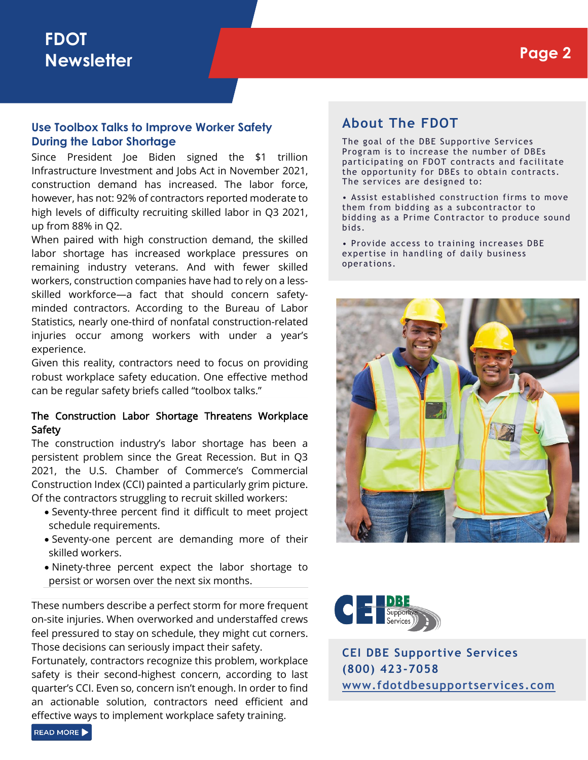## Use Toolbox Talks to Improve Worker Safety During the Labor Shortage

Since President Joe Biden signed the $1 trillion Infrastructure Investment and Jobs Act in November 2021, construction demand has increased. The labor force, however, has not: 92% of contractors reported moderate to high levels of difficulty recruiting skilled labor in Q3 2021, up from 88% in Q2.

When paired with high construction demand, the skilled labor shortage has increased workplace pressures on remaining industry veterans. And with fewer skilled workers, construction companies have had to rely on a less-skilled workforce—a fact that should concern safety-minded contractors. According to the Bureau of Labor Statistics, nearly one-third of nonfatal construction-related injuries occur among workers with under a year's experience.

Given this reality, contractors need to focus on providing robust workplace safety education. One effective method can be regular safety briefs called "toolbox talks."

### The Construction Labor Shortage Threatens Workplace Safety

The construction industry's labor shortage has been a persistent problem since the Great Recession. But in Q3 2021, the U.S. Chamber of Commerce's Commercial Construction Index (CCI) painted a particularly grim picture. Of the contractors struggling to recruit skilled workers:

- Seventy-three percent find it difficult to meet project schedule requirements.
- Seventy-one percent are demanding more of their skilled workers.
- Ninety-three percent expect the labor shortage to persist or worsen over the next six months.

These numbers describe a perfect storm for more frequent on-site injuries. When overworked and understaffed crews feel pressured to stay on schedule, they might cut corners. Those decisions can seriously impact their safety.

Fortunately, contractors recognize this problem, workplace safety is their second-highest concern, according to last quarter's CCI. Even so, concern isn't enough. In order to find an actionable solution, contractors need efficient and effective ways to implement workplace safety training.

READ MORE

## About The FDOT

The goal of the DBE Supportive Services Program is to increase the number of DBEs participating on FDOT contracts and facilitate the opportunity for DBEs to obtain contracts. The services are designed to:

- Assist established construction firms to move them from bidding as a subcontractor to bidding as a Prime Contractor to produce sound bids.
- Provide access to training increases DBE expertise in handling of daily business operations.

CEI DBE Supportive Services

**CEI DBE Supportive Services**
**(800) 423-7058**
**www.fdotdbesupportservices.com**